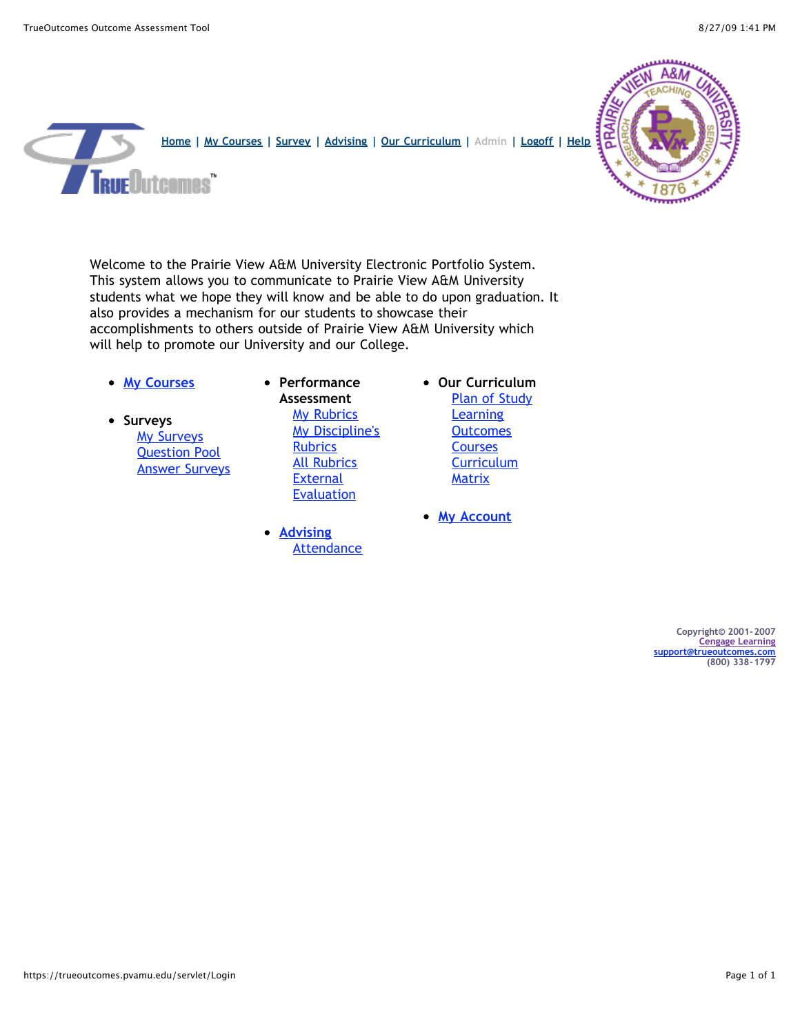Home | My Courses | Survey | Advising | Our Curriculum | Admin | Logoff | Help

Welcome to the Prairie View A&M University Electronic Portfolio System. This system allows you to communicate to Prairie View A&M University students what we hope they will know and be able to do upon graduation. It also provides a mechanism for our students to showcase their accomplishments to others outside of Prairie View A&M University which will help to promote our University and our College.

- My Courses
- Surveys
  - My Surveys
  - Question Pool
  - Answer Surveys
- Performance Assessment
  - My Rubrics
  - My Discipline's Rubrics
  - All Rubrics
  - External Evaluation
- Advising
  - Attendance
- Our Curriculum
  - Plan of Study
  - Learning Outcomes
  - Courses
  - Curriculum Matrix
- My Account

Copyright© 2001-2007
Cengage Learning
support@trueoutcomes.com
(800) 338-1797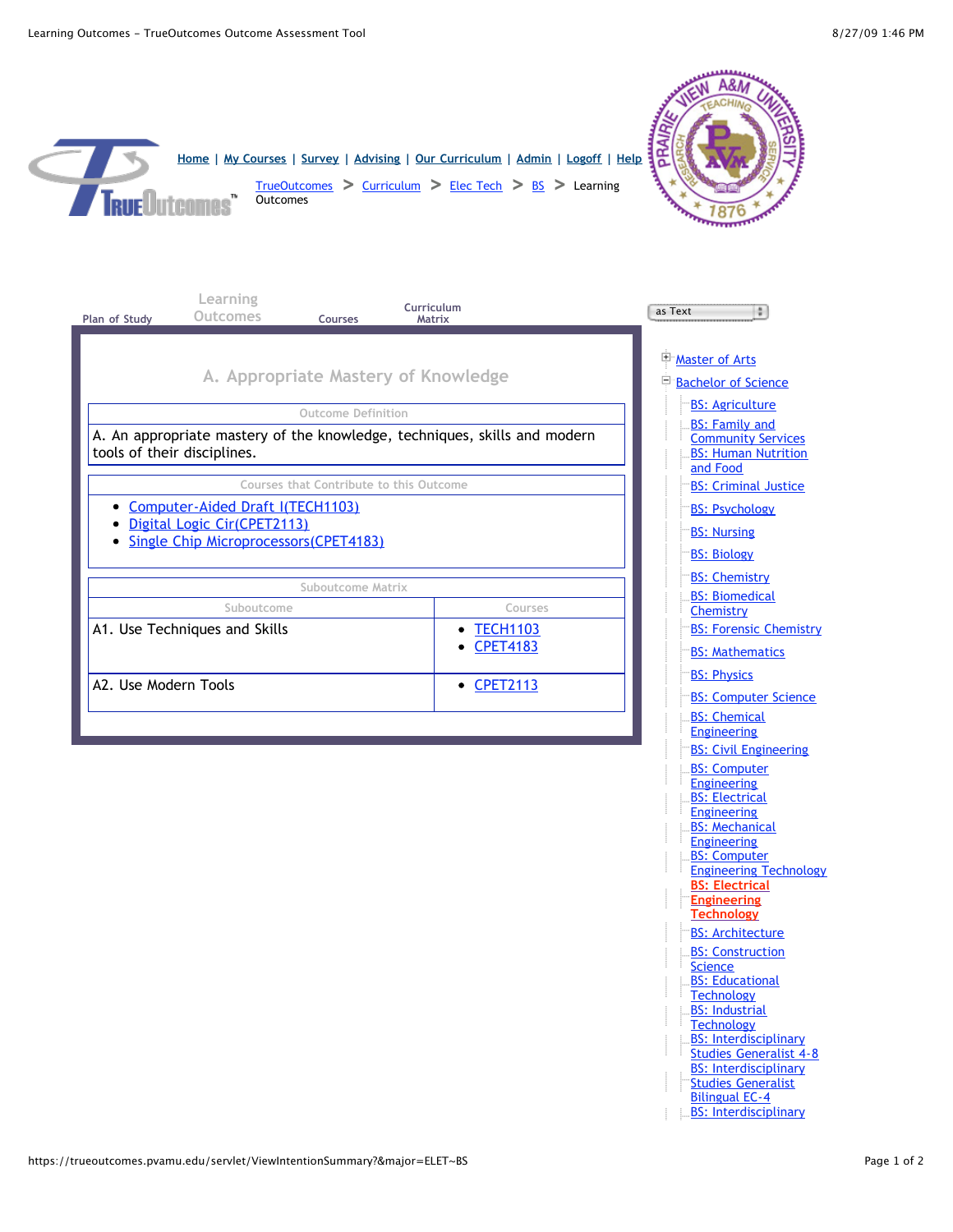[Home](#) | [My Courses](#) | [Survey](#) | [Advising](#) | [Our Curriculum](#) | [Admin](#) | [Logoff](#) | [Help](#)

[TrueOutcomes](#) > [Curriculum](#) > [Elec Tech](#) > [BS](#) > Learning Outcomes

Plan of Study | Learning Outcomes | Courses | Curriculum Matrix

as Text

## A. Appropriate Mastery of Knowledge

| Outcome Definition |
| --- |
| A. An appropriate mastery of the knowledge, techniques, skills and modern tools of their disciplines. |

| Courses that Contribute to this Outcome |
| --- |
| • Computer-Aided Draft I(TECH1103)<br>• Digital Logic Cir(CPET2113)<br>• Single Chip Microprocessors(CPET4183) |

| Suboutcome Matrix | |
| --- | --- |
| **Suboutcome** | **Courses** |
| A1. Use Techniques and Skills | • TECH1103<br>• CPET4183 |
| A2. Use Modern Tools | • CPET2113 |

- Master of Arts
- Bachelor of Science
  - BS: Agriculture
  - BS: Family and Community Services
  - BS: Human Nutrition and Food
  - BS: Criminal Justice
  - BS: Psychology
  - BS: Nursing
  - BS: Biology
  - BS: Chemistry
  - BS: Biomedical Chemistry
  - BS: Forensic Chemistry
  - BS: Mathematics
  - BS: Physics
  - BS: Computer Science
  - BS: Chemical Engineering
  - BS: Civil Engineering
  - BS: Computer Engineering
  - BS: Electrical Engineering
  - BS: Mechanical Engineering
  - BS: Computer Engineering Technology
  - **BS: Electrical Engineering Technology**
  - BS: Architecture
  - BS: Construction Science
  - BS: Educational Technology
  - BS: Industrial Technology
  - BS: Interdisciplinary Studies Generalist 4-8
  - BS: Interdisciplinary Studies Generalist Bilingual EC-4
  - BS: Interdisciplinary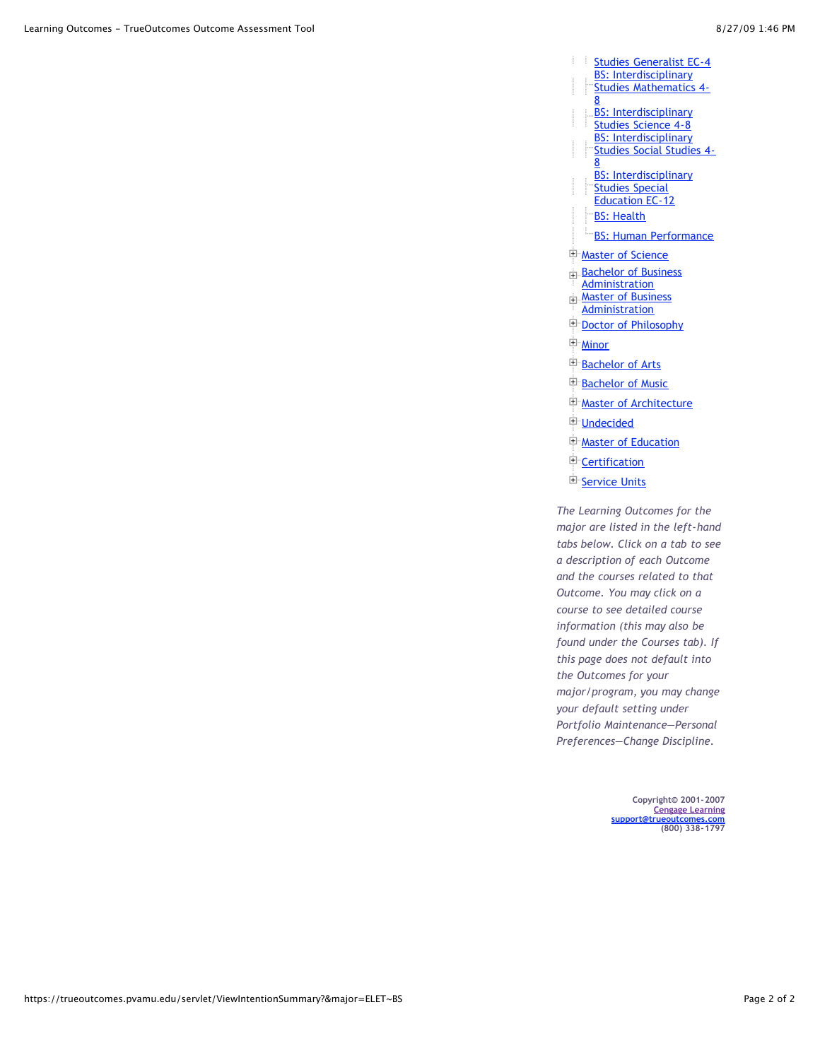- Studies Generalist EC-4
- BS: Interdisciplinary Studies Mathematics 4-8
- BS: Interdisciplinary Studies Science 4-8
- BS: Interdisciplinary Studies Social Studies 4-8
- BS: Interdisciplinary Studies Special Education EC-12
- BS: Health
- BS: Human Performance

- Master of Science
- Bachelor of Business Administration
- Master of Business Administration
- Doctor of Philosophy
- Minor
- Bachelor of Arts
- Bachelor of Music
- Master of Architecture
- Undecided
- Master of Education
- Certification
- Service Units

*The Learning Outcomes for the major are listed in the left-hand tabs below. Click on a tab to see a description of each Outcome and the courses related to that Outcome. You may click on a course to see detailed course information (this may also be found under the Courses tab). If this page does not default into the Outcomes for your major/program, you may change your default setting under Portfolio Maintenance—Personal Preferences—Change Discipline.*

Copyright© 2001-2007
Cengage Learning
support@trueoutcomes.com
(800) 338-1797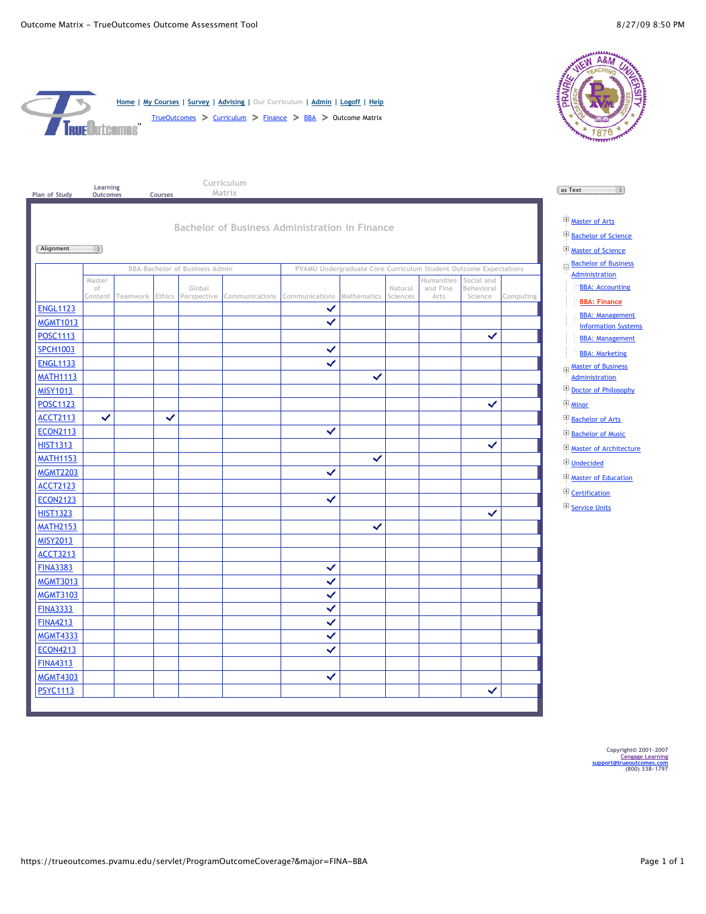Home | My Courses | Survey | Advising | Our Curriculum | Admin | Logoff | Help

TrueOutcomes > Curriculum > Finance > BBA > Outcome Matrix

Plan of Study | Learning Outcomes | Courses | Curriculum Matrix

## Bachelor of Business Administration in Finance

Alignment

| | BBA-Bachelor of Business Admin | | | | | PVAMU Undergraduate Core Curriculum Student Outcome Expectations | | | | | |
|---|---|---|---|---|---|---|---|---|---|---|---|
| | Master of Content | Teamwork | Ethics | Global Perspective | Communications | Communications | Mathematics | Natural Sciences | Humanities and Fine Arts | Social and Behavioral Science | Computing |
| ENGL1123 | | | | | | ✓ | | | | | |
| MGMT1013 | | | | | | ✓ | | | | | |
| POSC1113 | | | | | | | | | | ✓ | |
| SPCH1003 | | | | | | ✓ | | | | | |
| ENGL1133 | | | | | | ✓ | | | | | |
| MATH1113 | | | | | | | ✓ | | | | |
| MISY1013 | | | | | | | | | | | |
| POSC1123 | | | | | | | | | | ✓ | |
| ACCT2113 | ✓ | | ✓ | | | | | | | | |
| ECON2113 | | | | | | ✓ | | | | | |
| HIST1313 | | | | | | | | | | ✓ | |
| MATH1153 | | | | | | | ✓ | | | | |
| MGMT2203 | | | | | | ✓ | | | | | |
| ACCT2123 | | | | | | | | | | | |
| ECON2123 | | | | | | ✓ | | | | | |
| HIST1323 | | | | | | | | | | ✓ | |
| MATH2153 | | | | | | | ✓ | | | | |
| MISY2013 | | | | | | | | | | | |
| ACCT3213 | | | | | | | | | | | |
| FINA3383 | | | | | | ✓ | | | | | |
| MGMT3013 | | | | | | ✓ | | | | | |
| MGMT3103 | | | | | | ✓ | | | | | |
| FINA3333 | | | | | | ✓ | | | | | |
| FINA4213 | | | | | | ✓ | | | | | |
| MGMT4333 | | | | | | ✓ | | | | | |
| ECON4213 | | | | | | ✓ | | | | | |
| FINA4313 | | | | | | | | | | | |
| MGMT4303 | | | | | | ✓ | | | | | |
| PSYC1113 | | | | | | | | | | ✓ | |

as Text

- Master of Arts
- Bachelor of Science
- Master of Science
- Bachelor of Business Administration
  - BBA: Accounting
  - **BBA: Finance**
  - BBA: Management Information Systems
  - BBA: Management
  - BBA: Marketing
- Master of Business Administration
- Doctor of Philosophy
- Minor
- Bachelor of Arts
- Bachelor of Music
- Master of Architecture
- Undecided
- Master of Education
- Certification
- Service Units

Copyright© 2001-2007
Cengage Learning
support@trueoutcomes.com
(800) 338-1797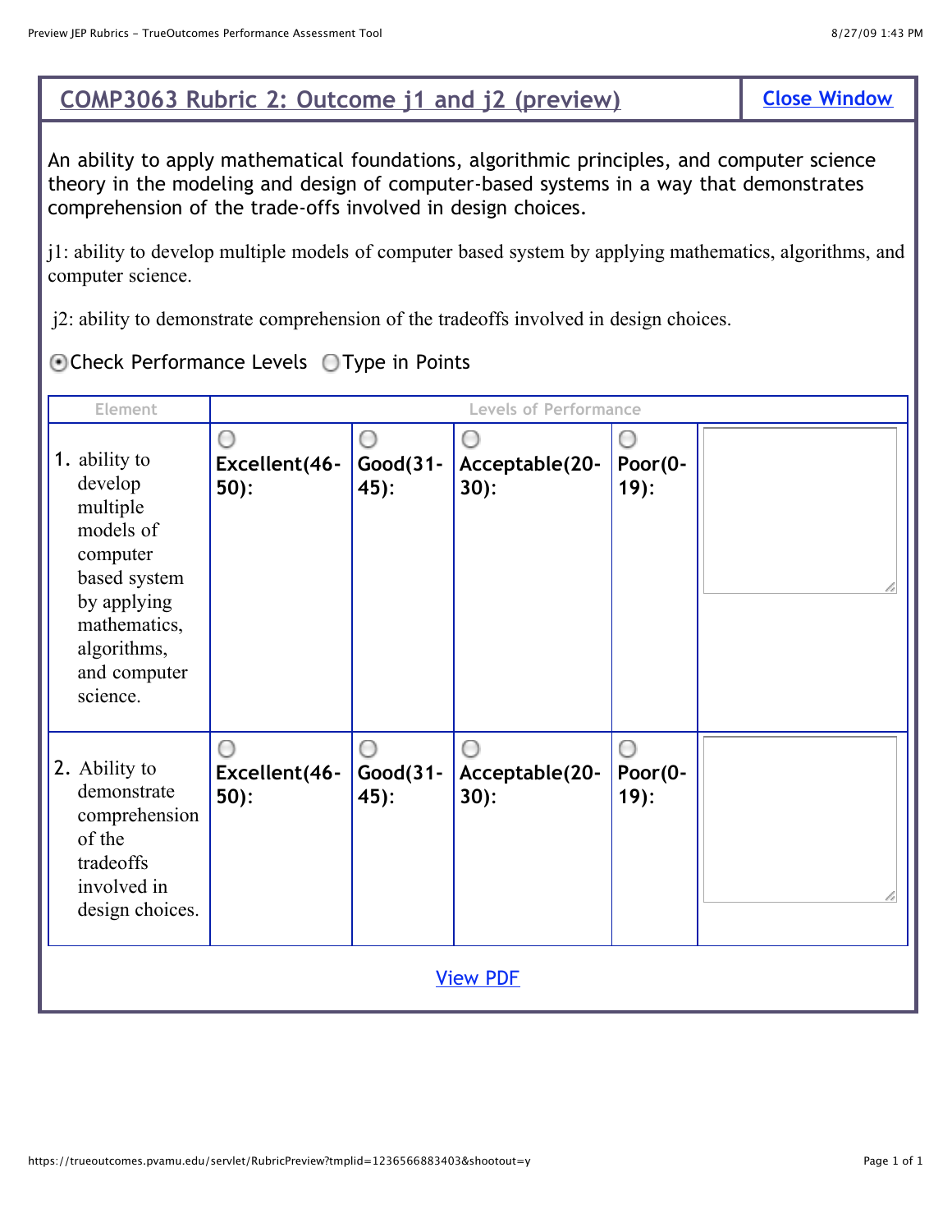## COMP3063 Rubric 2: Outcome j1 and j2 (preview)

Close Window

An ability to apply mathematical foundations, algorithmic principles, and computer science theory in the modeling and design of computer-based systems in a way that demonstrates comprehension of the trade-offs involved in design choices.

j1: ability to develop multiple models of computer based system by applying mathematics, algorithms, and computer science.

j2: ability to demonstrate comprehension of the tradeoffs involved in design choices.

Check Performance Levels   Type in Points

| Element | Levels of Performance | | | | |
|---|---|---|---|---|---|
| 1. ability to develop multiple models of computer based system by applying mathematics, algorithms, and computer science. | **Excellent(46-50):** | **Good(31-45):** | **Acceptable(20-30):** | **Poor(0-19):** | |
| 2. Ability to demonstrate comprehension of the tradeoffs involved in design choices. | **Excellent(46-50):** | **Good(31-45):** | **Acceptable(20-30):** | **Poor(0-19):** | |

View PDF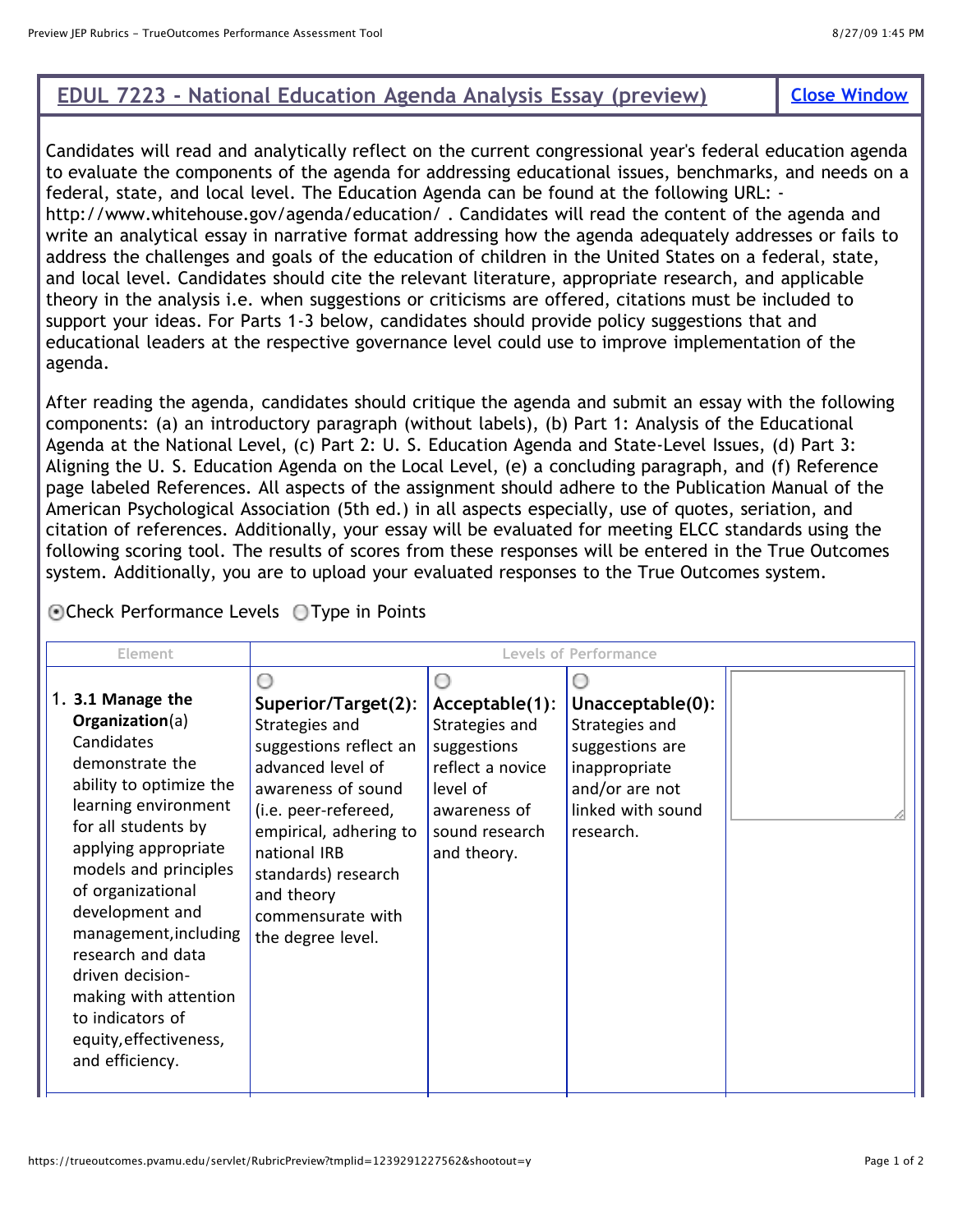## EDUL 7223 - National Education Agenda Analysis Essay (preview)

Close Window

Candidates will read and analytically reflect on the current congressional year's federal education agenda to evaluate the components of the agenda for addressing educational issues, benchmarks, and needs on a federal, state, and local level. The Education Agenda can be found at the following URL: - http://www.whitehouse.gov/agenda/education/ . Candidates will read the content of the agenda and write an analytical essay in narrative format addressing how the agenda adequately addresses or fails to address the challenges and goals of the education of children in the United States on a federal, state, and local level. Candidates should cite the relevant literature, appropriate research, and applicable theory in the analysis i.e. when suggestions or criticisms are offered, citations must be included to support your ideas. For Parts 1-3 below, candidates should provide policy suggestions that and educational leaders at the respective governance level could use to improve implementation of the agenda.

After reading the agenda, candidates should critique the agenda and submit an essay with the following components: (a) an introductory paragraph (without labels), (b) Part 1: Analysis of the Educational Agenda at the National Level, (c) Part 2: U. S. Education Agenda and State-Level Issues, (d) Part 3: Aligning the U. S. Education Agenda on the Local Level, (e) a concluding paragraph, and (f) Reference page labeled References. All aspects of the assignment should adhere to the Publication Manual of the American Psychological Association (5th ed.) in all aspects especially, use of quotes, seriation, and citation of references. Additionally, your essay will be evaluated for meeting ELCC standards using the following scoring tool. The results of scores from these responses will be entered in the True Outcomes system. Additionally, you are to upload your evaluated responses to the True Outcomes system.

◉ Check Performance Levels ○ Type in Points

| Element | Levels of Performance | | | |
|---|---|---|---|---|
| 1. **3.1 Manage the Organization**(a) Candidates demonstrate the ability to optimize the learning environment for all students by applying appropriate models and principles of organizational development and management, including research and data driven decision-making with attention to indicators of equity, effectiveness, and efficiency. | ○ **Superior/Target(2):** Strategies and suggestions reflect an advanced level of awareness of sound (i.e. peer-refereed, empirical, adhering to national IRB standards) research and theory commensurate with the degree level. | ○ **Acceptable(1):** Strategies and suggestions reflect a novice level of awareness of sound research and theory. | ○ **Unacceptable(0):** Strategies and suggestions are inappropriate and/or are not linked with sound research. | |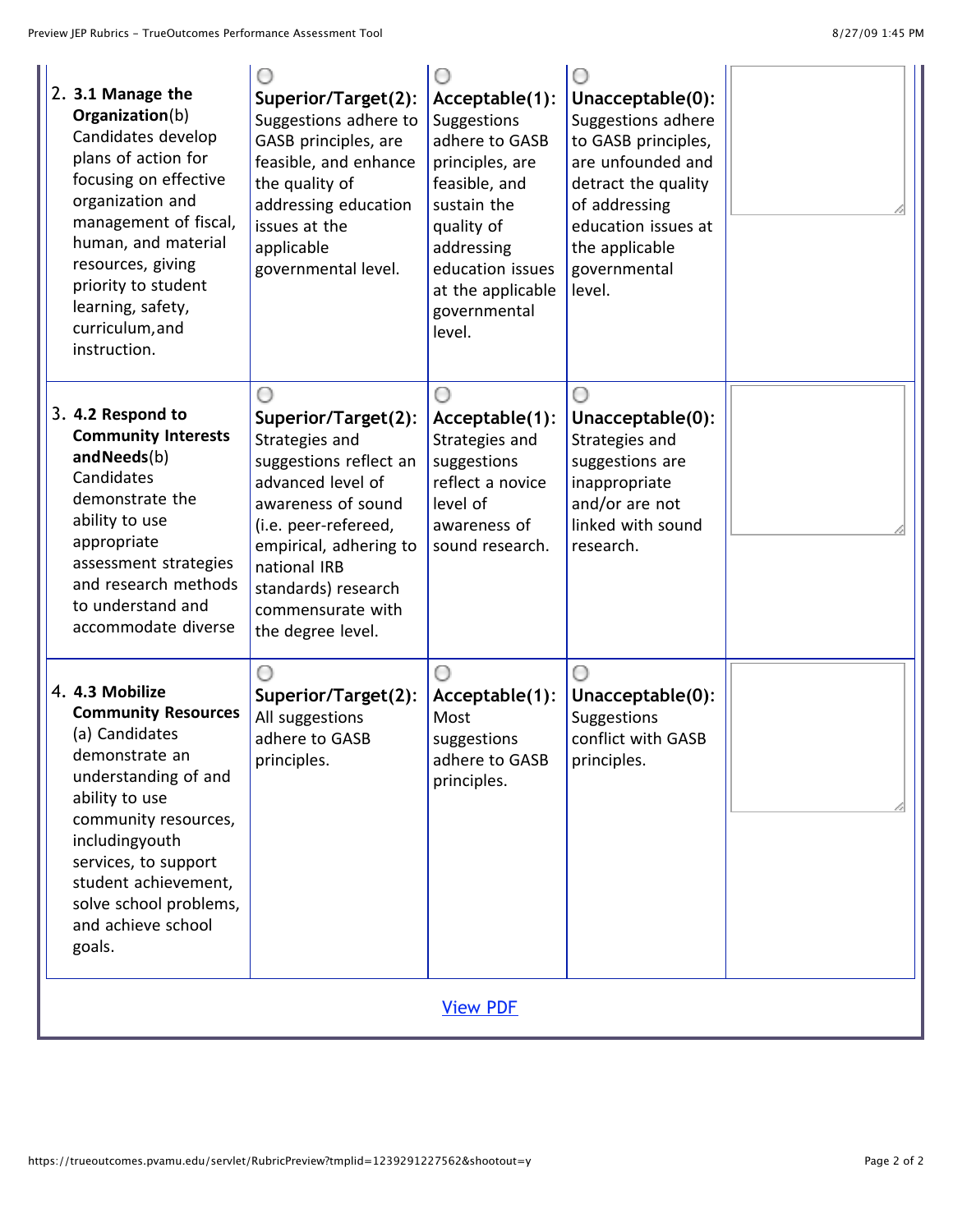| Criteria | Superior/Target(2) | Acceptable(1) | Unacceptable(0) | |
|---|---|---|---|---|
| 2. **3.1 Manage the Organization**(b) Candidates develop plans of action for focusing on effective organization and management of fiscal, human, and material resources, giving priority to student learning, safety, curriculum,and instruction. | **Superior/Target(2):** Suggestions adhere to GASB principles, are feasible, and enhance the quality of addressing education issues at the applicable governmental level. | **Acceptable(1):** Suggestions adhere to GASB principles, are feasible, and sustain the quality of addressing education issues at the applicable governmental level. | **Unacceptable(0):** Suggestions adhere to GASB principles, are unfounded and detract the quality of addressing education issues at the applicable governmental level. | |
| 3. **4.2 Respond to Community Interests andNeeds**(b) Candidates demonstrate the ability to use appropriate assessment strategies and research methods to understand and accommodate diverse | **Superior/Target(2):** Strategies and suggestions reflect an advanced level of awareness of sound (i.e. peer-refereed, empirical, adhering to national IRB standards) research commensurate with the degree level. | **Acceptable(1):** Strategies and suggestions reflect a novice level of awareness of sound research. | **Unacceptable(0):** Strategies and suggestions are inappropriate and/or are not linked with sound research. | |
| 4. **4.3 Mobilize Community Resources** (a) Candidates demonstrate an understanding of and ability to use community resources, includingyouth services, to support student achievement, solve school problems, and achieve school goals. | **Superior/Target(2):** All suggestions adhere to GASB principles. | **Acceptable(1):** Most suggestions adhere to GASB principles. | **Unacceptable(0):** Suggestions conflict with GASB principles. | |

View PDF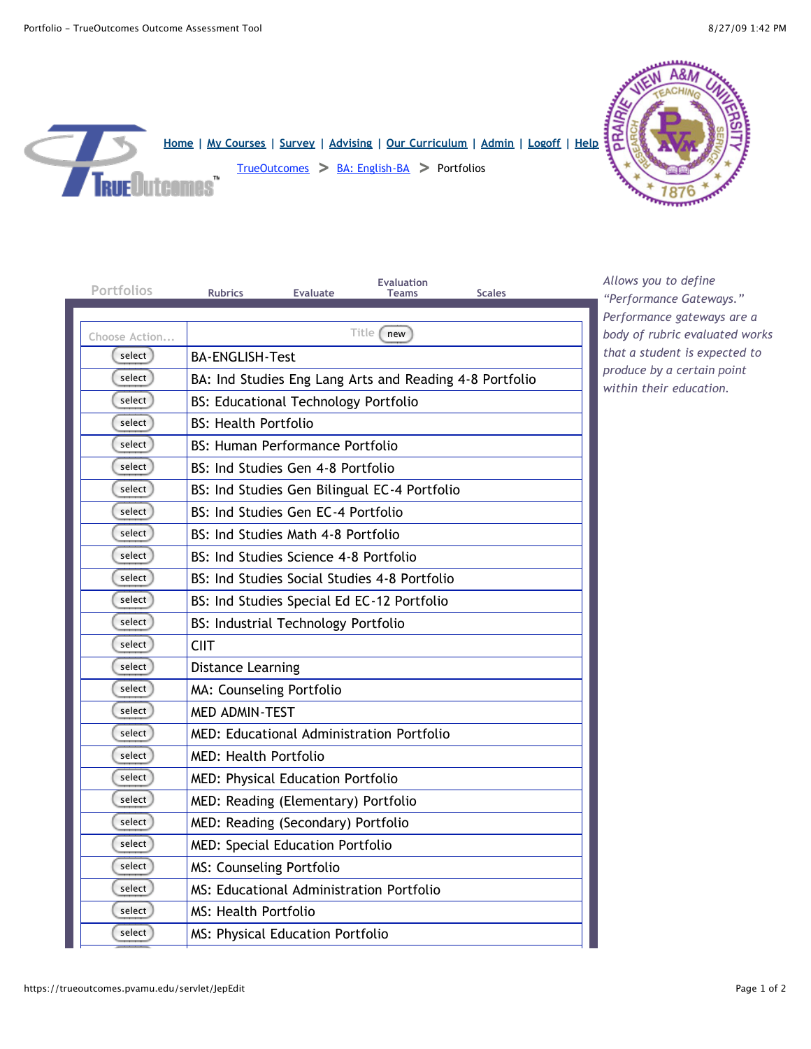Home | My Courses | Survey | Advising | Our Curriculum | Admin | Logoff | Help

TrueOutcomes > BA: English-BA > Portfolios

Portfolios | Rubrics | Evaluate | Evaluation Teams | Scales

*Allows you to define "Performance Gateways." Performance gateways are a body of rubric evaluated works that a student is expected to produce by a certain point within their education.*

| Choose Action... | Title new |
|---|---|
| select | BA-ENGLISH-Test |
| select | BA: Ind Studies Eng Lang Arts and Reading 4-8 Portfolio |
| select | BS: Educational Technology Portfolio |
| select | BS: Health Portfolio |
| select | BS: Human Performance Portfolio |
| select | BS: Ind Studies Gen 4-8 Portfolio |
| select | BS: Ind Studies Gen Bilingual EC-4 Portfolio |
| select | BS: Ind Studies Gen EC-4 Portfolio |
| select | BS: Ind Studies Math 4-8 Portfolio |
| select | BS: Ind Studies Science 4-8 Portfolio |
| select | BS: Ind Studies Social Studies 4-8 Portfolio |
| select | BS: Ind Studies Special Ed EC-12 Portfolio |
| select | BS: Industrial Technology Portfolio |
| select | CIIT |
| select | Distance Learning |
| select | MA: Counseling Portfolio |
| select | MED ADMIN-TEST |
| select | MED: Educational Administration Portfolio |
| select | MED: Health Portfolio |
| select | MED: Physical Education Portfolio |
| select | MED: Reading (Elementary) Portfolio |
| select | MED: Reading (Secondary) Portfolio |
| select | MED: Special Education Portfolio |
| select | MS: Counseling Portfolio |
| select | MS: Educational Administration Portfolio |
| select | MS: Health Portfolio |
| select | MS: Physical Education Portfolio |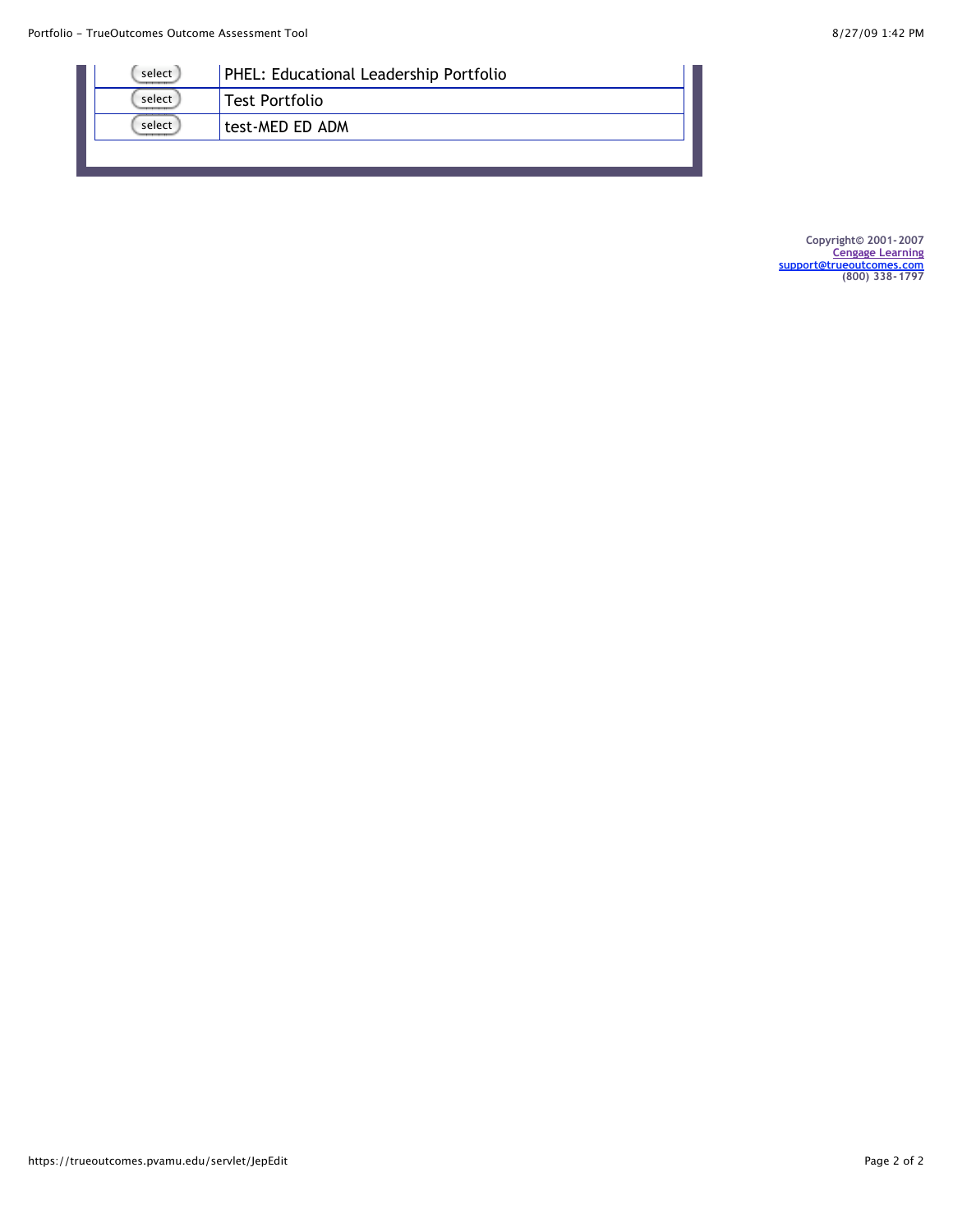| | |
|---|---|
| select | PHEL: Educational Leadership Portfolio |
| select | Test Portfolio |
| select | test-MED ED ADM |

Copyright© 2001-2007
Cengage Learning
support@trueoutcomes.com
(800) 338-1797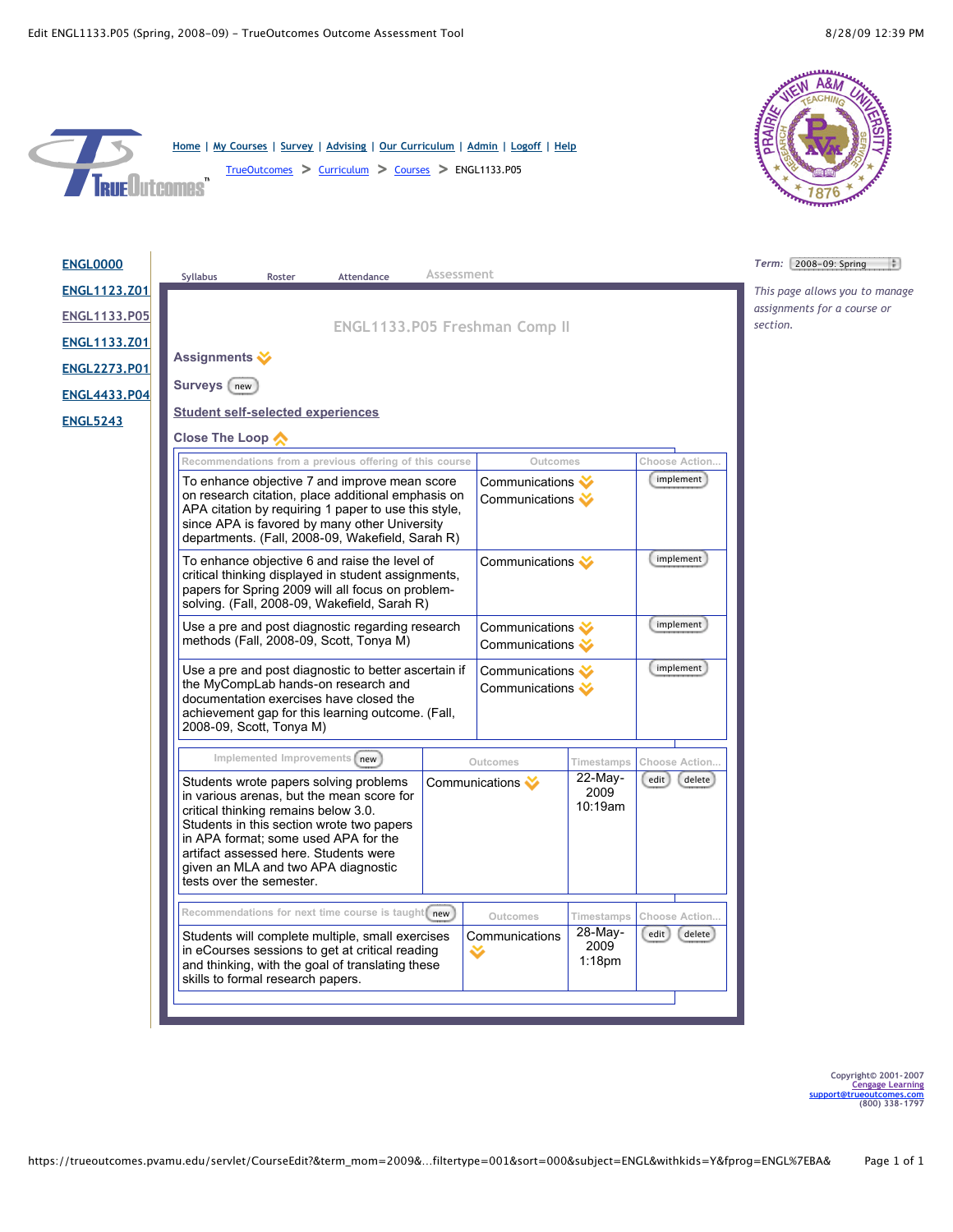Home | My Courses | Survey | Advising | Our Curriculum | Admin | Logoff | Help

TrueOutcomes > Curriculum > Courses > ENGL1133.P05

ENGL0000
ENGL1123.Z01
ENGL1133.P05
ENGL1133.Z01
ENGL2273.P01
ENGL4433.P04
ENGL5243

Term: 2008-09: Spring

*This page allows you to manage assignments for a course or section.*

Syllabus | Roster | Attendance | Assessment

## ENGL1133.P05 Freshman Comp II

**Assignments**

**Surveys** new

**Student self-selected experiences**

**Close The Loop**

| Recommendations from a previous offering of this course | Outcomes | Choose Action... |
|---|---|---|
| To enhance objective 7 and improve mean score on research citation, place additional emphasis on APA citation by requiring 1 paper to use this style, since APA is favored by many other University departments. (Fall, 2008-09, Wakefield, Sarah R) | Communications<br>Communications | implement |
| To enhance objective 6 and raise the level of critical thinking displayed in student assignments, papers for Spring 2009 will all focus on problem-solving. (Fall, 2008-09, Wakefield, Sarah R) | Communications | implement |
| Use a pre and post diagnostic regarding research methods (Fall, 2008-09, Scott, Tonya M) | Communications<br>Communications | implement |
| Use a pre and post diagnostic to better ascertain if the MyCompLab hands-on research and documentation exercises have closed the achievement gap for this learning outcome. (Fall, 2008-09, Scott, Tonya M) | Communications<br>Communications | implement |

| Implemented Improvements new | Outcomes | Timestamps | Choose Action... |
|---|---|---|---|
| Students wrote papers solving problems in various arenas, but the mean score for critical thinking remains below 3.0. Students in this section wrote two papers in APA format; some used APA for the artifact assessed here. Students were given an MLA and two APA diagnostic tests over the semester. | Communications | 22-May-2009 10:19am | edit delete |

| Recommendations for next time course is taught new | Outcomes | Timestamps | Choose Action... |
|---|---|---|---|
| Students will complete multiple, small exercises in eCourses sessions to get at critical reading and thinking, with the goal of translating these skills to formal research papers. | Communications | 28-May-2009 1:18pm | edit delete |

Copyright© 2001-2007
Cengage Learning
support@trueoutcomes.com
(800) 338-1797